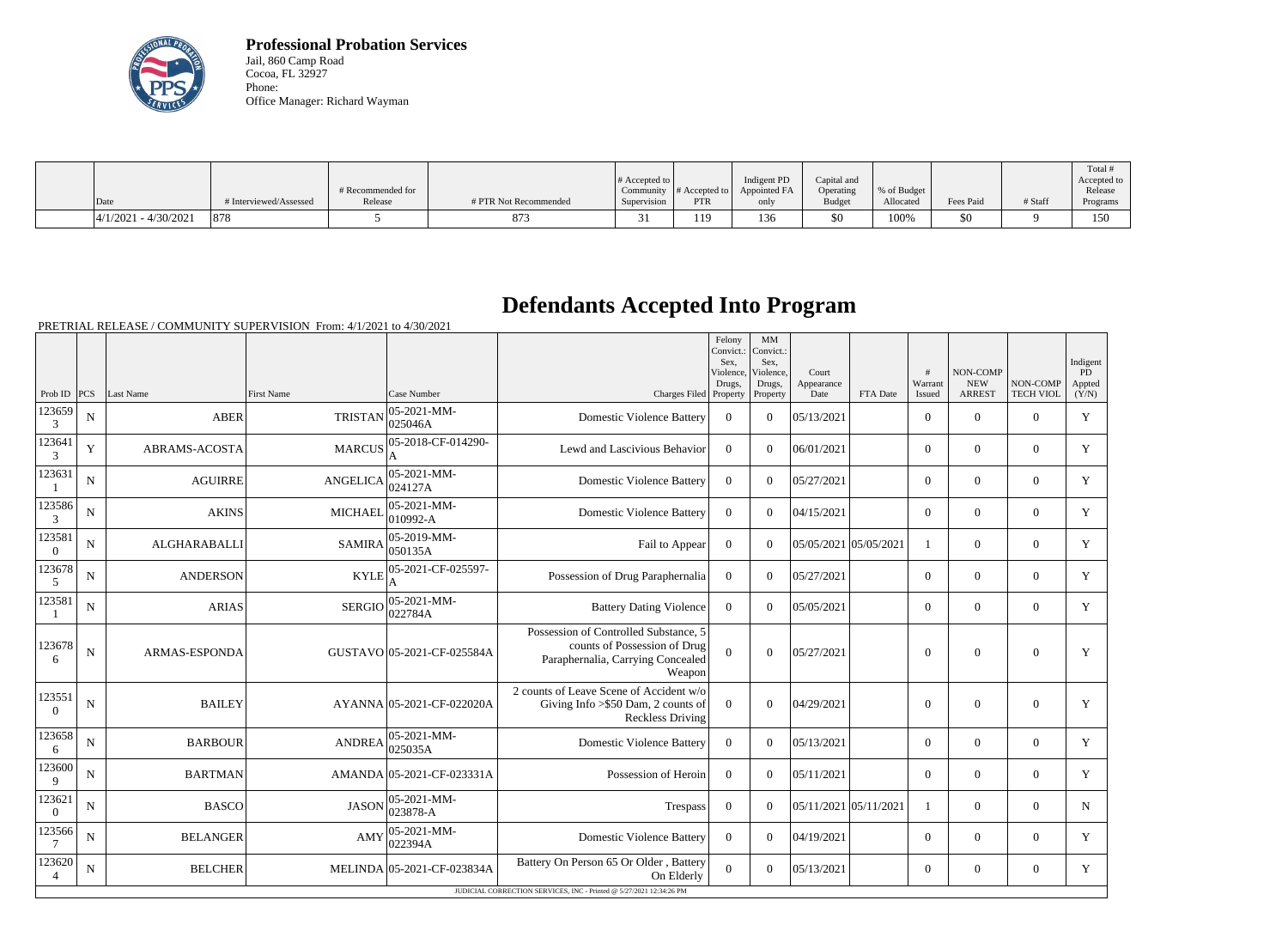**Professional Probation Services**
Jail, 860 Camp Road
Cocoa, FL 32927
Phone:
Office Manager: Richard Wayman

| Date | # Interviewed/Assessed | # Recommended for Release | # PTR Not Recommended | # Accepted to Community Supervision | # Accepted to PTR | Indigent PD Appointed FA only | Capital and Operating Budget | % of Budget Allocated | Fees Paid | # Staff | Total # Accepted to Release Programs |
|---|---|---|---|---|---|---|---|---|---|---|---|
| 4/1/2021 - 4/30/2021 | 878 | 5 | 873 | 31 | 119 | 136 | $0 | 100% | $0 | 9 | 150 |

# Defendants Accepted Into Program

PRETRIAL RELEASE / COMMUNITY SUPERVISION From: 4/1/2021 to 4/30/2021

| Prob ID | PCS | Last Name | First Name | Case Number | Charges Filed | Felony Convict.: Sex, Violence, Drugs, Property | MM Convict.: Sex, Violence, Drugs, Property | Court Appearance Date | FTA Date | # Warrant Issued | NON-COMP NEW ARREST | NON-COMP TECH VIOL | Indigent PD Appted (Y/N) |
|---|---|---|---|---|---|---|---|---|---|---|---|---|---|
| 1236593 | N | ABER | TRISTAN | 05-2021-MM-025046A | Domestic Violence Battery | 0 | 0 | 05/13/2021 | | 0 | 0 | 0 | Y |
| 1236413 | Y | ABRAMS-ACOSTA | MARCUS | 05-2018-CF-014290-A | Lewd and Lascivious Behavior | 0 | 0 | 06/01/2021 | | 0 | 0 | 0 | Y |
| 1236311 | N | AGUIRRE | ANGELICA | 05-2021-MM-024127A | Domestic Violence Battery | 0 | 0 | 05/27/2021 | | 0 | 0 | 0 | Y |
| 1235863 | N | AKINS | MICHAEL | 05-2021-MM-010992-A | Domestic Violence Battery | 0 | 0 | 04/15/2021 | | 0 | 0 | 0 | Y |
| 1235810 | N | ALGHARABALLI | SAMIRA | 05-2019-MM-050135A | Fail to Appear | 0 | 0 | 05/05/2021 | 05/05/2021 | 1 | 0 | 0 | Y |
| 1236785 | N | ANDERSON | KYLE | 05-2021-CF-025597-A | Possession of Drug Paraphernalia | 0 | 0 | 05/27/2021 | | 0 | 0 | 0 | Y |
| 1235811 | N | ARIAS | SERGIO | 05-2021-MM-022784A | Battery Dating Violence | 0 | 0 | 05/05/2021 | | 0 | 0 | 0 | Y |
| 1236786 | N | ARMAS-ESPONDA | GUSTAVO | 05-2021-CF-025584A | Possession of Controlled Substance, 5 counts of Possession of Drug Paraphernalia, Carrying Concealed Weapon | 0 | 0 | 05/27/2021 | | 0 | 0 | 0 | Y |
| 1235510 | N | BAILEY | AYANNA | 05-2021-CF-022020A | 2 counts of Leave Scene of Accident w/o Giving Info >$50 Dam, 2 counts of Reckless Driving | 0 | 0 | 04/29/2021 | | 0 | 0 | 0 | Y |
| 1236586 | N | BARBOUR | ANDREA | 05-2021-MM-025035A | Domestic Violence Battery | 0 | 0 | 05/13/2021 | | 0 | 0 | 0 | Y |
| 1236009 | N | BARTMAN | AMANDA | 05-2021-CF-023331A | Possession of Heroin | 0 | 0 | 05/11/2021 | | 0 | 0 | 0 | Y |
| 1236210 | N | BASCO | JASON | 05-2021-MM-023878-A | Trespass | 0 | 0 | 05/11/2021 | 05/11/2021 | 1 | 0 | 0 | N |
| 1235667 | N | BELANGER | AMY | 05-2021-MM-022394A | Domestic Violence Battery | 0 | 0 | 04/19/2021 | | 0 | 0 | 0 | Y |
| 1236204 | N | BELCHER | MELINDA | 05-2021-CF-023834A | Battery On Person 65 Or Older , Battery On Elderly | 0 | 0 | 05/13/2021 | | 0 | 0 | 0 | Y |

JUDICIAL CORRECTION SERVICES, INC - Printed @ 5/27/2021 12:34:26 PM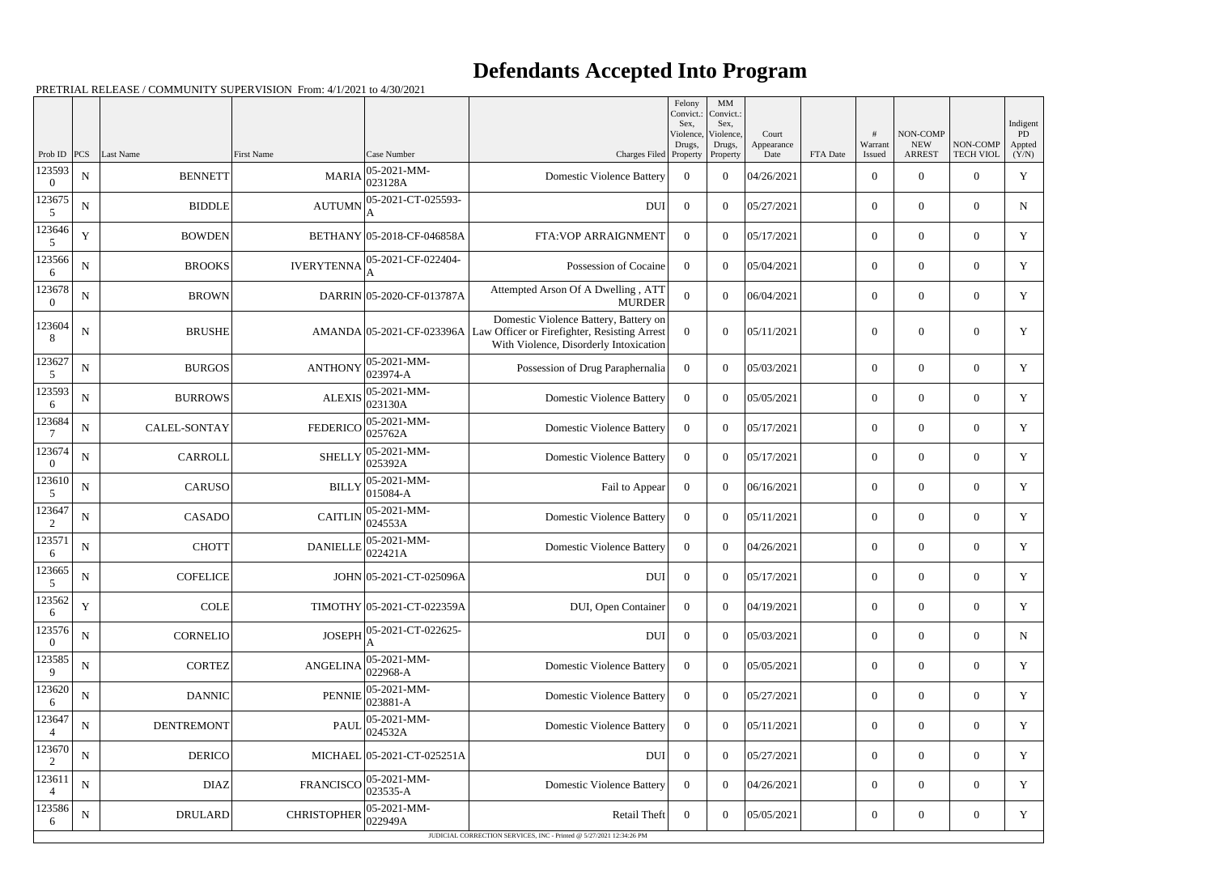# Defendants Accepted Into Program

PRETRIAL RELEASE / COMMUNITY SUPERVISION From: 4/1/2021 to 4/30/2021

| Prob ID | PCS | Last Name | First Name | Case Number | Charges Filed | Felony Convict.: Sex, Violence, Drugs, Property | MM Convict.: Sex, Violence, Drugs, Property | Court Appearance Date | FTA Date | # Warrant Issued | NON-COMP NEW ARREST | NON-COMP TECH VIOL | Indigent PD Appted (Y/N) |
|---|---|---|---|---|---|---|---|---|---|---|---|---|---|
| 1235930 | N | BENNETT | MARIA | 05-2021-MM-023128A | Domestic Violence Battery | 0 | 0 | 04/26/2021 | | 0 | 0 | 0 | Y |
| 1236755 | N | BIDDLE | AUTUMN | 05-2021-CT-025593-A | DUI | 0 | 0 | 05/27/2021 | | 0 | 0 | 0 | N |
| 1236465 | Y | BOWDEN | BETHANY | 05-2018-CF-046858A | FTA:VOP ARRAIGNMENT | 0 | 0 | 05/17/2021 | | 0 | 0 | 0 | Y |
| 1235666 | N | BROOKS | IVERYTENNA | 05-2021-CF-022404-A | Possession of Cocaine | 0 | 0 | 05/04/2021 | | 0 | 0 | 0 | Y |
| 1236780 | N | BROWN | DARRIN | 05-2020-CF-013787A | Attempted Arson Of A Dwelling , ATT MURDER | 0 | 0 | 06/04/2021 | | 0 | 0 | 0 | Y |
| 1236048 | N | BRUSHE | AMANDA | 05-2021-CF-023396A | Domestic Violence Battery, Battery on Law Officer or Firefighter, Resisting Arrest With Violence, Disorderly Intoxication | 0 | 0 | 05/11/2021 | | 0 | 0 | 0 | Y |
| 1236275 | N | BURGOS | ANTHONY | 05-2021-MM-023974-A | Possession of Drug Paraphernalia | 0 | 0 | 05/03/2021 | | 0 | 0 | 0 | Y |
| 1235936 | N | BURROWS | ALEXIS | 05-2021-MM-023130A | Domestic Violence Battery | 0 | 0 | 05/05/2021 | | 0 | 0 | 0 | Y |
| 1236847 | N | CALEL-SONTAY | FEDERICO | 05-2021-MM-025762A | Domestic Violence Battery | 0 | 0 | 05/17/2021 | | 0 | 0 | 0 | Y |
| 1236740 | N | CARROLL | SHELLY | 05-2021-MM-025392A | Domestic Violence Battery | 0 | 0 | 05/17/2021 | | 0 | 0 | 0 | Y |
| 1236105 | N | CARUSO | BILLY | 05-2021-MM-015084-A | Fail to Appear | 0 | 0 | 06/16/2021 | | 0 | 0 | 0 | Y |
| 1236472 | N | CASADO | CAITLIN | 05-2021-MM-024553A | Domestic Violence Battery | 0 | 0 | 05/11/2021 | | 0 | 0 | 0 | Y |
| 1235716 | N | CHOTT | DANIELLE | 05-2021-MM-022421A | Domestic Violence Battery | 0 | 0 | 04/26/2021 | | 0 | 0 | 0 | Y |
| 1236655 | N | COFELICE | JOHN | 05-2021-CT-025096A | DUI | 0 | 0 | 05/17/2021 | | 0 | 0 | 0 | Y |
| 1235626 | Y | COLE | TIMOTHY | 05-2021-CT-022359A | DUI, Open Container | 0 | 0 | 04/19/2021 | | 0 | 0 | 0 | Y |
| 1235760 | N | CORNELIO | JOSEPH | 05-2021-CT-022625-A | DUI | 0 | 0 | 05/03/2021 | | 0 | 0 | 0 | N |
| 1235859 | N | CORTEZ | ANGELINA | 05-2021-MM-022968-A | Domestic Violence Battery | 0 | 0 | 05/05/2021 | | 0 | 0 | 0 | Y |
| 1236206 | N | DANNIC | PENNIE | 05-2021-MM-023881-A | Domestic Violence Battery | 0 | 0 | 05/27/2021 | | 0 | 0 | 0 | Y |
| 1236474 | N | DENTREMONT | PAUL | 05-2021-MM-024532A | Domestic Violence Battery | 0 | 0 | 05/11/2021 | | 0 | 0 | 0 | Y |
| 1236702 | N | DERICO | MICHAEL | 05-2021-CT-025251A | DUI | 0 | 0 | 05/27/2021 | | 0 | 0 | 0 | Y |
| 1236114 | N | DIAZ | FRANCISCO | 05-2021-MM-023535-A | Domestic Violence Battery | 0 | 0 | 04/26/2021 | | 0 | 0 | 0 | Y |
| 1235866 | N | DRULARD | CHRISTOPHER | 05-2021-MM-022949A | Retail Theft | 0 | 0 | 05/05/2021 | | 0 | 0 | 0 | Y |

JUDICIAL CORRECTION SERVICES, INC - Printed @ 5/27/2021 12:34:26 PM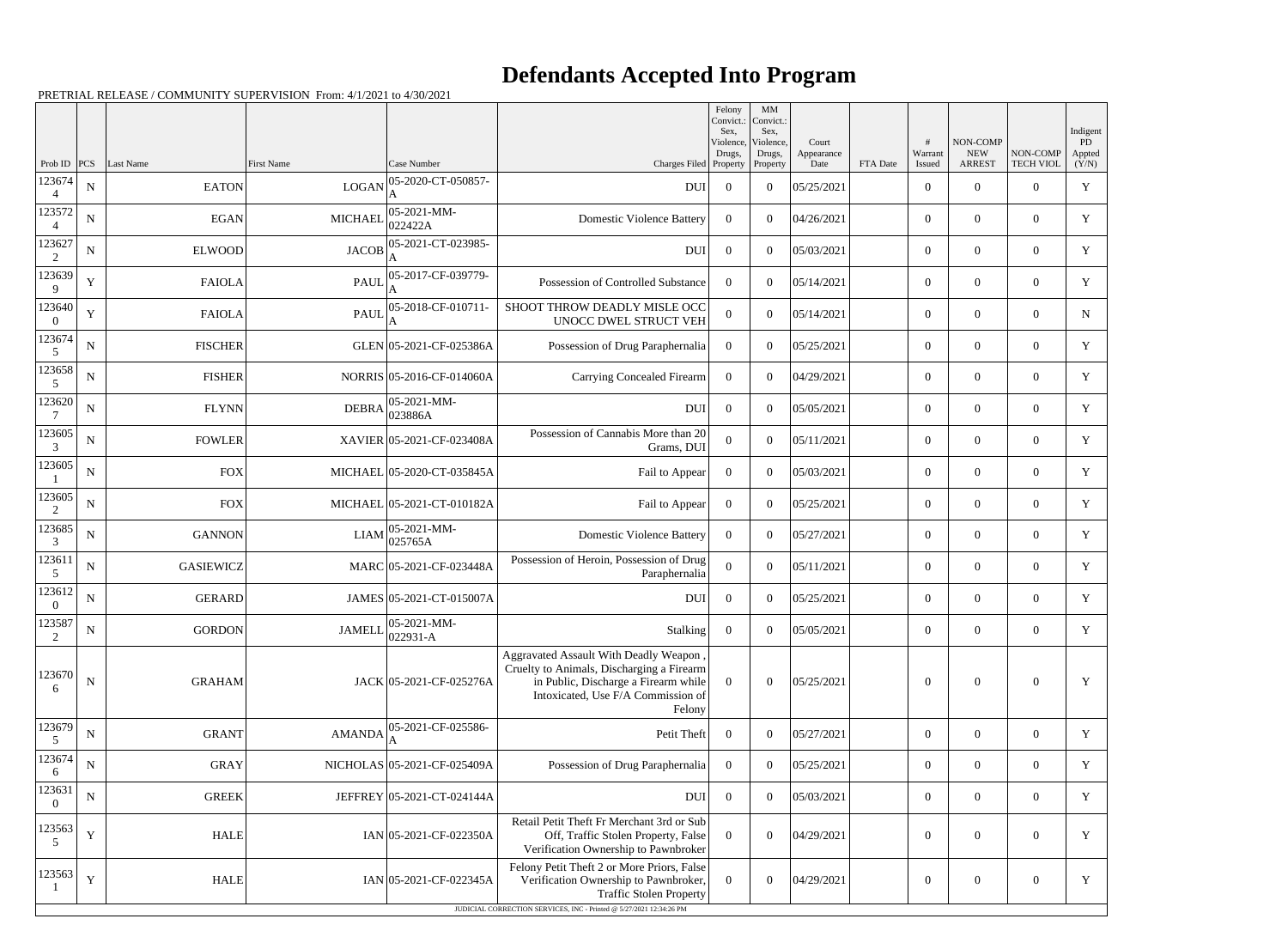# Defendants Accepted Into Program

PRETRIAL RELEASE / COMMUNITY SUPERVISION From: 4/1/2021 to 4/30/2021

| Prob ID | PCS | Last Name | First Name | Case Number | Charges Filed | Felony Convict.: Sex, Violence, Drugs, Property | MM Convict.: Sex, Violence, Drugs, Property | Court Appearance Date | FTA Date | # Warrant Issued | NON-COMP NEW ARREST | NON-COMP TECH VIOL | Indigent PD Appted (Y/N) |
|---|---|---|---|---|---|---|---|---|---|---|---|---|---|
| 1236744 | N | EATON | LOGAN | 05-2020-CT-050857-A | DUI | 0 | 0 | 05/25/2021 | | 0 | 0 | 0 | Y |
| 1235724 | N | EGAN | MICHAEL | 05-2021-MM-022422A | Domestic Violence Battery | 0 | 0 | 04/26/2021 | | 0 | 0 | 0 | Y |
| 1236272 | N | ELWOOD | JACOB | 05-2021-CT-023985-A | DUI | 0 | 0 | 05/03/2021 | | 0 | 0 | 0 | Y |
| 1236399 | Y | FAIOLA | PAUL | 05-2017-CF-039779-A | Possession of Controlled Substance | 0 | 0 | 05/14/2021 | | 0 | 0 | 0 | Y |
| 1236400 | Y | FAIOLA | PAUL | 05-2018-CF-010711-A | SHOOT THROW DEADLY MISLE OCC UNOCC DWEL STRUCT VEH | 0 | 0 | 05/14/2021 | | 0 | 0 | 0 | N |
| 1236745 | N | FISCHER | GLEN | 05-2021-CF-025386A | Possession of Drug Paraphernalia | 0 | 0 | 05/25/2021 | | 0 | 0 | 0 | Y |
| 1236585 | N | FISHER | NORRIS | 05-2016-CF-014060A | Carrying Concealed Firearm | 0 | 0 | 04/29/2021 | | 0 | 0 | 0 | Y |
| 1236207 | N | FLYNN | DEBRA | 05-2021-MM-023886A | DUI | 0 | 0 | 05/05/2021 | | 0 | 0 | 0 | Y |
| 1236053 | N | FOWLER | XAVIER | 05-2021-CF-023408A | Possession of Cannabis More than 20 Grams, DUI | 0 | 0 | 05/11/2021 | | 0 | 0 | 0 | Y |
| 1236051 | N | FOX | MICHAEL | 05-2020-CT-035845A | Fail to Appear | 0 | 0 | 05/03/2021 | | 0 | 0 | 0 | Y |
| 1236052 | N | FOX | MICHAEL | 05-2021-CT-010182A | Fail to Appear | 0 | 0 | 05/25/2021 | | 0 | 0 | 0 | Y |
| 1236853 | N | GANNON | LIAM | 05-2021-MM-025765A | Domestic Violence Battery | 0 | 0 | 05/27/2021 | | 0 | 0 | 0 | Y |
| 1236115 | N | GASIEWICZ | MARC | 05-2021-CF-023448A | Possession of Heroin, Possession of Drug Paraphernalia | 0 | 0 | 05/11/2021 | | 0 | 0 | 0 | Y |
| 1236120 | N | GERARD | JAMES | 05-2021-CT-015007A | DUI | 0 | 0 | 05/25/2021 | | 0 | 0 | 0 | Y |
| 1235872 | N | GORDON | JAMELL | 05-2021-MM-022931-A | Stalking | 0 | 0 | 05/05/2021 | | 0 | 0 | 0 | Y |
| 1236706 | N | GRAHAM | JACK | 05-2021-CF-025276A | Aggravated Assault With Deadly Weapon , Cruelty to Animals, Discharging a Firearm in Public, Discharge a Firearm while Intoxicated, Use F/A Commission of Felony | 0 | 0 | 05/25/2021 | | 0 | 0 | 0 | Y |
| 1236795 | N | GRANT | AMANDA | 05-2021-CF-025586-A | Petit Theft | 0 | 0 | 05/27/2021 | | 0 | 0 | 0 | Y |
| 1236746 | N | GRAY | NICHOLAS | 05-2021-CF-025409A | Possession of Drug Paraphernalia | 0 | 0 | 05/25/2021 | | 0 | 0 | 0 | Y |
| 1236310 | N | GREEK | JEFFREY | 05-2021-CT-024144A | DUI | 0 | 0 | 05/03/2021 | | 0 | 0 | 0 | Y |
| 1235635 | Y | HALE | IAN | 05-2021-CF-022350A | Retail Petit Theft Fr Merchant 3rd or Sub Off, Traffic Stolen Property, False Verification Ownership to Pawnbroker | 0 | 0 | 04/29/2021 | | 0 | 0 | 0 | Y |
| 1235631 | Y | HALE | IAN | 05-2021-CF-022345A | Felony Petit Theft 2 or More Priors, False Verification Ownership to Pawnbroker, Traffic Stolen Property | 0 | 0 | 04/29/2021 | | 0 | 0 | 0 | Y |

JUDICIAL CORRECTION SERVICES, INC - Printed @ 5/27/2021 12:34:26 PM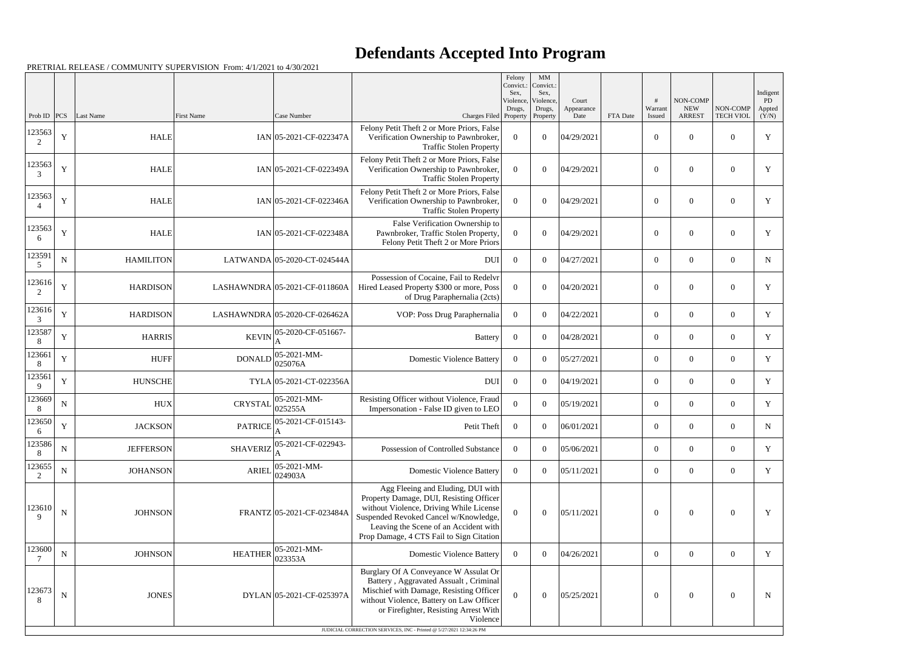# Defendants Accepted Into Program

PRETRIAL RELEASE / COMMUNITY SUPERVISION From: 4/1/2021 to 4/30/2021

| Prob ID | PCS | Last Name | First Name | Case Number | Charges Filed | Felony Convict.: Sex, Violence, Drugs, Property | MM Convict.: Sex, Violence, Drugs, Property | Court Appearance Date | FTA Date | # Warrant Issued | NON-COMP NEW ARREST | NON-COMP TECH VIOL | Indigent PD Appted (Y/N) |
|---|---|---|---|---|---|---|---|---|---|---|---|---|---|
| 1235632 | Y | HALE | IAN | 05-2021-CF-022347A | Felony Petit Theft 2 or More Priors, False Verification Ownership to Pawnbroker, Traffic Stolen Property | 0 | 0 | 04/29/2021 | | 0 | 0 | 0 | Y |
| 1235633 | Y | HALE | IAN | 05-2021-CF-022349A | Felony Petit Theft 2 or More Priors, False Verification Ownership to Pawnbroker, Traffic Stolen Property | 0 | 0 | 04/29/2021 | | 0 | 0 | 0 | Y |
| 1235634 | Y | HALE | IAN | 05-2021-CF-022346A | Felony Petit Theft 2 or More Priors, False Verification Ownership to Pawnbroker, Traffic Stolen Property | 0 | 0 | 04/29/2021 | | 0 | 0 | 0 | Y |
| 1235636 | Y | HALE | IAN | 05-2021-CF-022348A | False Verification Ownership to Pawnbroker, Traffic Stolen Property, Felony Petit Theft 2 or More Priors | 0 | 0 | 04/29/2021 | | 0 | 0 | 0 | Y |
| 1235915 | N | HAMILTON | LATWANDA | 05-2020-CT-024544A | DUI | 0 | 0 | 04/27/2021 | | 0 | 0 | 0 | N |
| 1236162 | Y | HARDISON | LASHAWNDRA | 05-2021-CF-011860A | Possession of Cocaine, Fail to Redelvr Hired Leased Property $300 or more, Poss of Drug Paraphernalia (2cts) | 0 | 0 | 04/20/2021 | | 0 | 0 | 0 | Y |
| 1236163 | Y | HARDISON | LASHAWNDRA | 05-2020-CF-026462A | VOP: Poss Drug Paraphernalia | 0 | 0 | 04/22/2021 | | 0 | 0 | 0 | Y |
| 1235878 | Y | HARRIS | KEVIN | 05-2020-CF-051667-A | Battery | 0 | 0 | 04/28/2021 | | 0 | 0 | 0 | Y |
| 1236618 | Y | HUFF | DONALD | 05-2021-MM-025076A | Domestic Violence Battery | 0 | 0 | 05/27/2021 | | 0 | 0 | 0 | Y |
| 1235619 | Y | HUNSCHE | TYLA | 05-2021-CT-022356A | DUI | 0 | 0 | 04/19/2021 | | 0 | 0 | 0 | Y |
| 1236698 | N | HUX | CRYSTAL | 05-2021-MM-025255A | Resisting Officer without Violence, Fraud Impersonation - False ID given to LEO | 0 | 0 | 05/19/2021 | | 0 | 0 | 0 | Y |
| 1236506 | Y | JACKSON | PATRICE | 05-2021-CF-015143-A | Petit Theft | 0 | 0 | 06/01/2021 | | 0 | 0 | 0 | N |
| 1235868 | N | JEFFERSON | SHAVERIZ | 05-2021-CF-022943-A | Possession of Controlled Substance | 0 | 0 | 05/06/2021 | | 0 | 0 | 0 | Y |
| 1236552 | N | JOHANSON | ARIEL | 05-2021-MM-024903A | Domestic Violence Battery | 0 | 0 | 05/11/2021 | | 0 | 0 | 0 | Y |
| 1236109 | N | JOHNSON | FRANTZ | 05-2021-CF-023484A | Agg Fleeing and Eluding, DUI with Property Damage, DUI, Resisting Officer without Violence, Driving While License Suspended Revoked Cancel w/Knowledge, Leaving the Scene of an Accident with Prop Damage, 4 CTS Fail to Sign Citation | 0 | 0 | 05/11/2021 | | 0 | 0 | 0 | Y |
| 1236007 | N | JOHNSON | HEATHER | 05-2021-MM-023353A | Domestic Violence Battery | 0 | 0 | 04/26/2021 | | 0 | 0 | 0 | Y |
| 1236738 | N | JONES | DYLAN | 05-2021-CF-025397A | Burglary Of A Conveyance W Assulat Or Battery , Aggravated Assualt , Criminal Mischief with Damage, Resisting Officer without Violence, Battery on Law Officer or Firefighter, Resisting Arrest With Violence | 0 | 0 | 05/25/2021 | | 0 | 0 | 0 | N |

JUDICIAL CORRECTION SERVICES, INC - Printed @ 5/27/2021 12:34:26 PM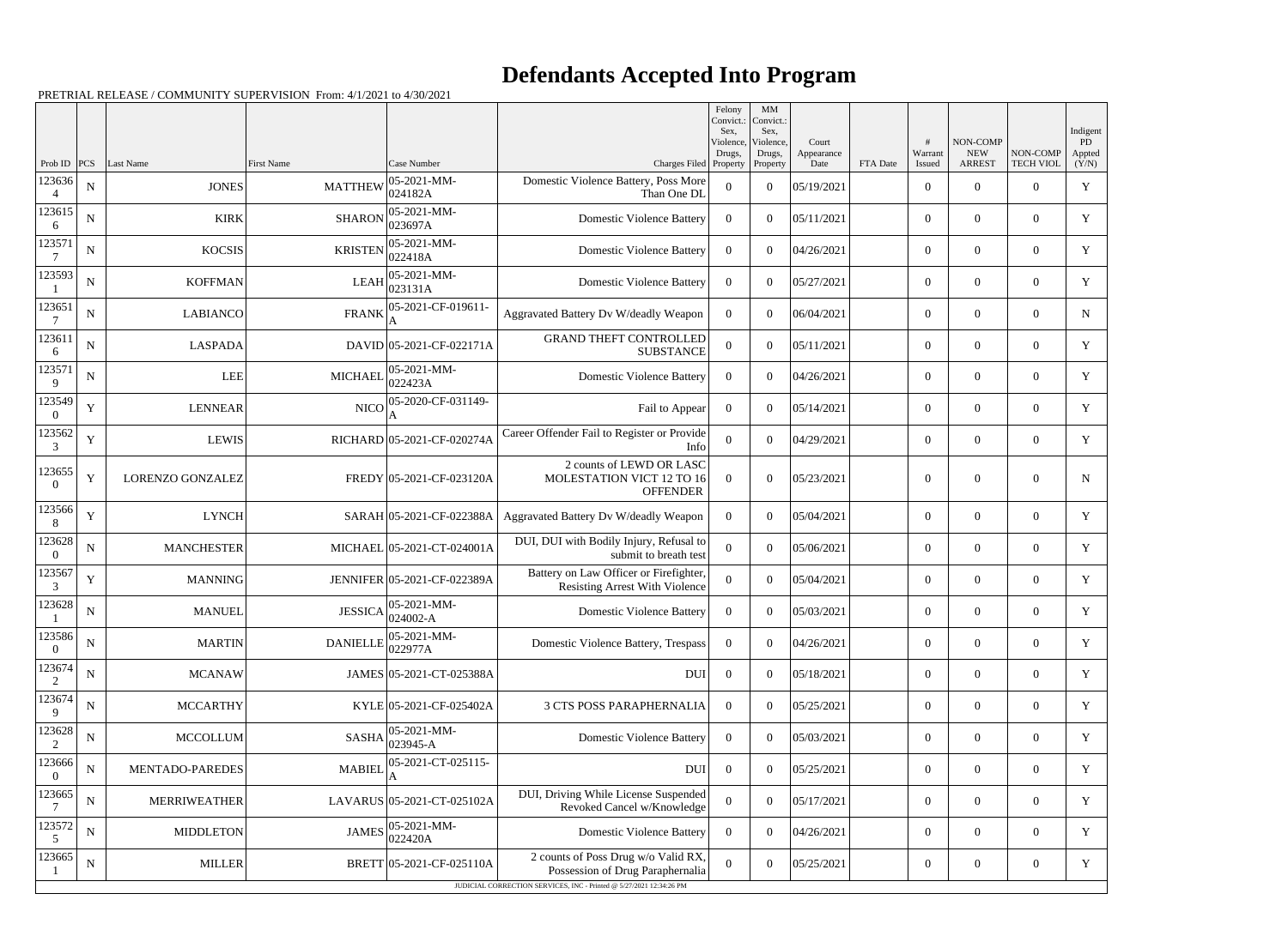# Defendants Accepted Into Program

PRETRIAL RELEASE / COMMUNITY SUPERVISION From: 4/1/2021 to 4/30/2021

| Prob ID | PCS | Last Name | First Name | Case Number | Charges Filed | Felony Convict.: Sex, Violence, Drugs, Property | MM Convict.: Sex, Violence, Drugs, Property | Court Appearance Date | FTA Date | # Warrant Issued | NON-COMP NEW ARREST | NON-COMP TECH VIOL | Indigent PD Appted (Y/N) |
|---|---|---|---|---|---|---|---|---|---|---|---|---|---|
| 1236364 | N | JONES | MATTHEW | 05-2021-MM-024182A | Domestic Violence Battery, Poss More Than One DL | 0 | 0 | 05/19/2021 | | 0 | 0 | 0 | Y |
| 1236156 | N | KIRK | SHARON | 05-2021-MM-023697A | Domestic Violence Battery | 0 | 0 | 05/11/2021 | | 0 | 0 | 0 | Y |
| 1235717 | N | KOCSIS | KRISTEN | 05-2021-MM-022418A | Domestic Violence Battery | 0 | 0 | 04/26/2021 | | 0 | 0 | 0 | Y |
| 1235931 | N | KOFFMAN | LEAH | 05-2021-MM-023131A | Domestic Violence Battery | 0 | 0 | 05/27/2021 | | 0 | 0 | 0 | Y |
| 1236517 | N | LABIANCO | FRANK | 05-2021-CF-019611-A | Aggravated Battery Dv W/deadly Weapon | 0 | 0 | 06/04/2021 | | 0 | 0 | 0 | N |
| 1236116 | N | LASPADA | DAVID | 05-2021-CF-022171A | GRAND THEFT CONTROLLED SUBSTANCE | 0 | 0 | 05/11/2021 | | 0 | 0 | 0 | Y |
| 1235719 | N | LEE | MICHAEL | 05-2021-MM-022423A | Domestic Violence Battery | 0 | 0 | 04/26/2021 | | 0 | 0 | 0 | Y |
| 1235490 | Y | LENNEAR | NICO | 05-2020-CF-031149-A | Fail to Appear | 0 | 0 | 05/14/2021 | | 0 | 0 | 0 | Y |
| 1235623 | Y | LEWIS | RICHARD | 05-2021-CF-020274A | Career Offender Fail to Register or Provide Info | 0 | 0 | 04/29/2021 | | 0 | 0 | 0 | Y |
| 1236550 | Y | LORENZO GONZALEZ | FREDY | 05-2021-CF-023120A | 2 counts of LEWD OR LASC MOLESTATION VICT 12 TO 16 OFFENDER | 0 | 0 | 05/23/2021 | | 0 | 0 | 0 | N |
| 1235668 | Y | LYNCH | SARAH | 05-2021-CF-022388A | Aggravated Battery Dv W/deadly Weapon | 0 | 0 | 05/04/2021 | | 0 | 0 | 0 | Y |
| 1236280 | N | MANCHESTER | MICHAEL | 05-2021-CT-024001A | DUI, DUI with Bodily Injury, Refusal to submit to breath test | 0 | 0 | 05/06/2021 | | 0 | 0 | 0 | Y |
| 1235673 | Y | MANNING | JENNIFER | 05-2021-CF-022389A | Battery on Law Officer or Firefighter, Resisting Arrest With Violence | 0 | 0 | 05/04/2021 | | 0 | 0 | 0 | Y |
| 1236281 | N | MANUEL | JESSICA | 05-2021-MM-024002-A | Domestic Violence Battery | 0 | 0 | 05/03/2021 | | 0 | 0 | 0 | Y |
| 1235860 | N | MARTIN | DANIELLE | 05-2021-MM-022977A | Domestic Violence Battery, Trespass | 0 | 0 | 04/26/2021 | | 0 | 0 | 0 | Y |
| 1236742 | N | MCANAW | JAMES | 05-2021-CT-025388A | DUI | 0 | 0 | 05/18/2021 | | 0 | 0 | 0 | Y |
| 1236749 | N | MCCARTHY | KYLE | 05-2021-CF-025402A | 3 CTS POSS PARAPHERNALIA | 0 | 0 | 05/25/2021 | | 0 | 0 | 0 | Y |
| 1236282 | N | MCCOLLUM | SASHA | 05-2021-MM-023945-A | Domestic Violence Battery | 0 | 0 | 05/03/2021 | | 0 | 0 | 0 | Y |
| 1236660 | N | MENTADO-PAREDES | MABIEL | 05-2021-CT-025115-A | DUI | 0 | 0 | 05/25/2021 | | 0 | 0 | 0 | Y |
| 1236657 | N | MERRIWEATHER | LAVARUS | 05-2021-CT-025102A | DUI, Driving While License Suspended Revoked Cancel w/Knowledge | 0 | 0 | 05/17/2021 | | 0 | 0 | 0 | Y |
| 1235725 | N | MIDDLETON | JAMES | 05-2021-MM-022420A | Domestic Violence Battery | 0 | 0 | 04/26/2021 | | 0 | 0 | 0 | Y |
| 1236651 | N | MILLER | BRETT | 05-2021-CF-025110A | 2 counts of Poss Drug w/o Valid RX, Possession of Drug Paraphernalia | 0 | 0 | 05/25/2021 | | 0 | 0 | 0 | Y |

JUDICIAL CORRECTION SERVICES, INC - Printed @ 5/27/2021 12:34:26 PM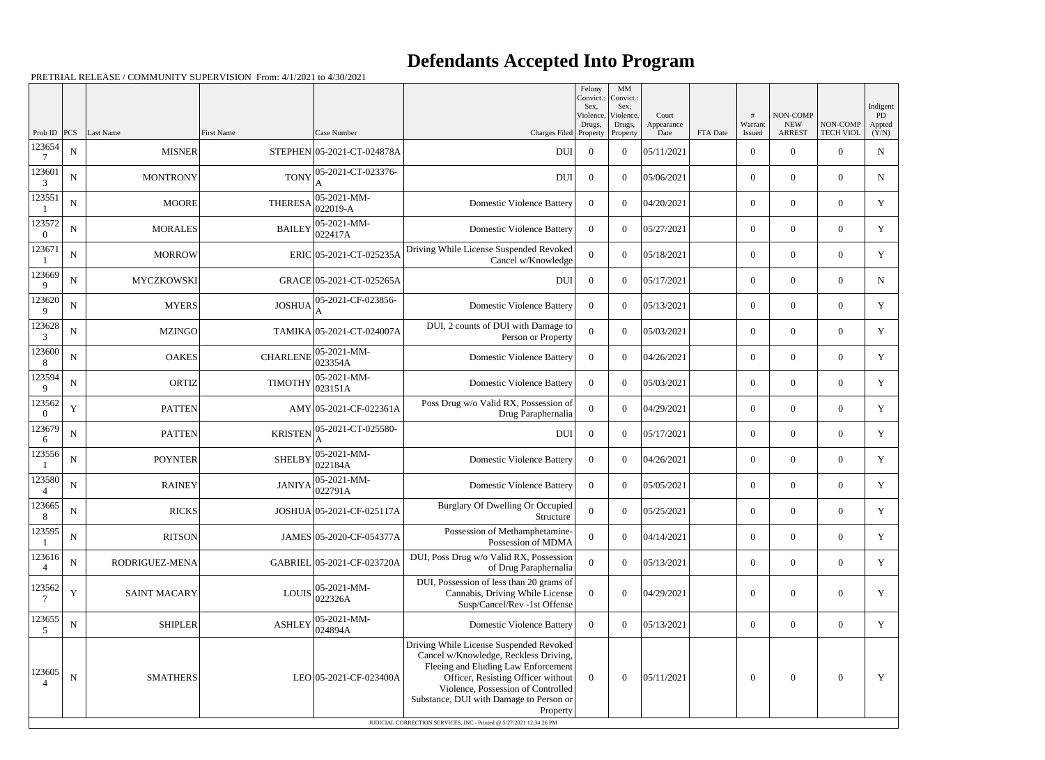# Defendants Accepted Into Program

PRETRIAL RELEASE / COMMUNITY SUPERVISION From: 4/1/2021 to 4/30/2021

| Prob ID | PCS | Last Name | First Name | Case Number | Charges Filed | Felony Convict.: Sex, Violence, Drugs, Property | MM Convict.: Sex, Violence, Drugs, Property | Court Appearance Date | FTA Date | # Warrant Issued | NON-COMP NEW ARREST | NON-COMP TECH VIOL | Indigent PD Appted (Y/N) |
|---|---|---|---|---|---|---|---|---|---|---|---|---|---|
| 1236547 | N | MISNER | STEPHEN | 05-2021-CT-024878A | DUI | 0 | 0 | 05/11/2021 | | 0 | 0 | 0 | N |
| 1236013 | N | MONTRONY | TONY | 05-2021-CT-023376-A | DUI | 0 | 0 | 05/06/2021 | | 0 | 0 | 0 | N |
| 1235511 | N | MOORE | THERESA | 05-2021-MM-022019-A | Domestic Violence Battery | 0 | 0 | 04/20/2021 | | 0 | 0 | 0 | Y |
| 1235720 | N | MORALES | BAILEY | 05-2021-MM-022417A | Domestic Violence Battery | 0 | 0 | 05/27/2021 | | 0 | 0 | 0 | Y |
| 1236711 | N | MORROW | ERIC | 05-2021-CT-025235A | Driving While License Suspended Revoked Cancel w/Knowledge | 0 | 0 | 05/18/2021 | | 0 | 0 | 0 | Y |
| 1236699 | N | MYCZKOWSKI | GRACE | 05-2021-CT-025265A | DUI | 0 | 0 | 05/17/2021 | | 0 | 0 | 0 | N |
| 1236209 | N | MYERS | JOSHUA | 05-2021-CF-023856-A | Domestic Violence Battery | 0 | 0 | 05/13/2021 | | 0 | 0 | 0 | Y |
| 1236283 | N | MZINGO | TAMIKA | 05-2021-CT-024007A | DUI, 2 counts of DUI with Damage to Person or Property | 0 | 0 | 05/03/2021 | | 0 | 0 | 0 | Y |
| 1236008 | N | OAKES | CHARLENE | 05-2021-MM-023354A | Domestic Violence Battery | 0 | 0 | 04/26/2021 | | 0 | 0 | 0 | Y |
| 1235949 | N | ORTIZ | TIMOTHY | 05-2021-MM-023151A | Domestic Violence Battery | 0 | 0 | 05/03/2021 | | 0 | 0 | 0 | Y |
| 1235620 | Y | PATTEN | AMY | 05-2021-CF-022361A | Poss Drug w/o Valid RX, Possession of Drug Paraphernalia | 0 | 0 | 04/29/2021 | | 0 | 0 | 0 | Y |
| 1236796 | N | PATTEN | KRISTEN | 05-2021-CT-025580-A | DUI | 0 | 0 | 05/17/2021 | | 0 | 0 | 0 | Y |
| 1235561 | N | POYNTER | SHELBY | 05-2021-MM-022184A | Domestic Violence Battery | 0 | 0 | 04/26/2021 | | 0 | 0 | 0 | Y |
| 1235804 | N | RAINEY | JANIYA | 05-2021-MM-022791A | Domestic Violence Battery | 0 | 0 | 05/05/2021 | | 0 | 0 | 0 | Y |
| 1236658 | N | RICKS | JOSHUA | 05-2021-CF-025117A | Burglary Of Dwelling Or Occupied Structure | 0 | 0 | 05/25/2021 | | 0 | 0 | 0 | Y |
| 1235951 | N | RITSON | JAMES | 05-2020-CF-054377A | Possession of Methamphetamine-Possession of MDMA | 0 | 0 | 04/14/2021 | | 0 | 0 | 0 | Y |
| 1236164 | N | RODRIGUEZ-MENA | GABRIEL | 05-2021-CF-023720A | DUI, Poss Drug w/o Valid RX, Possession of Drug Paraphernalia | 0 | 0 | 05/13/2021 | | 0 | 0 | 0 | Y |
| 1235627 | Y | SAINT MACARY | LOUIS | 05-2021-MM-022326A | DUI, Possession of less than 20 grams of Cannabis, Driving While License Susp/Cancel/Rev -1st Offense | 0 | 0 | 04/29/2021 | | 0 | 0 | 0 | Y |
| 1236555 | N | SHIPLER | ASHLEY | 05-2021-MM-024894A | Domestic Violence Battery | 0 | 0 | 05/13/2021 | | 0 | 0 | 0 | Y |
| 1236054 | N | SMATHERS | LEO | 05-2021-CF-023400A | Driving While License Suspended Revoked Cancel w/Knowledge, Reckless Driving, Fleeing and Eluding Law Enforcement Officer, Resisting Officer without Violence, Possession of Controlled Substance, DUI with Damage to Person or Property | 0 | 0 | 05/11/2021 | | 0 | 0 | 0 | Y |

JUDICIAL CORRECTION SERVICES, INC. - Printed @ 5/27/2021 12:34:26 PM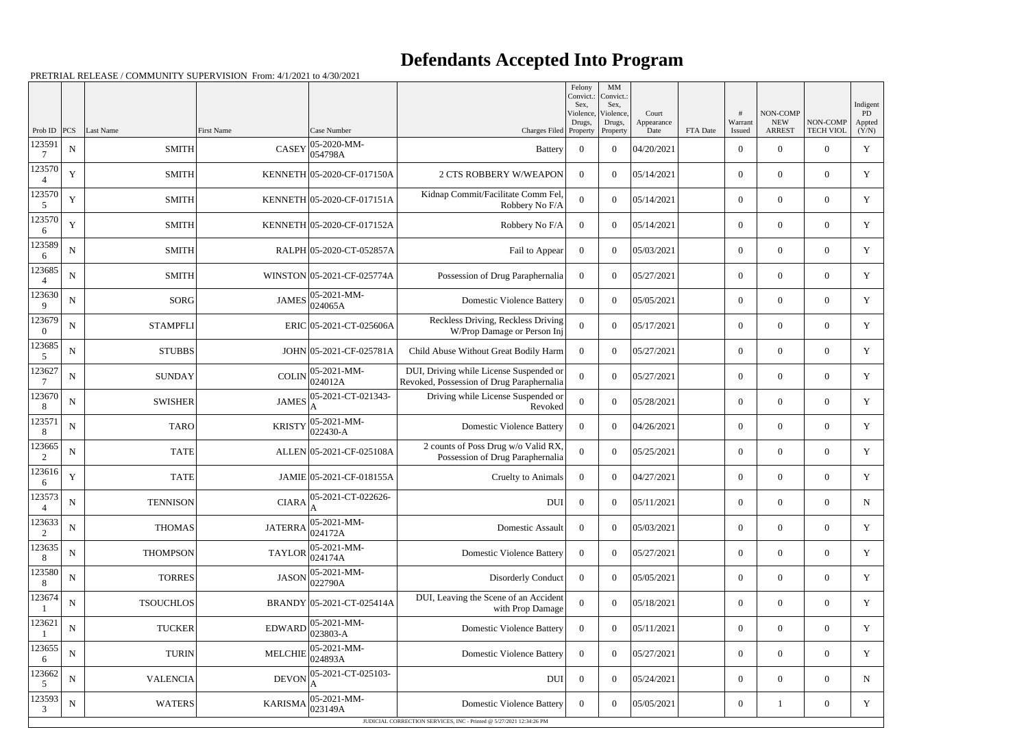# Defendants Accepted Into Program

PRETRIAL RELEASE / COMMUNITY SUPERVISION From: 4/1/2021 to 4/30/2021

| Prob ID | PCS | Last Name | First Name | Case Number | Charges Filed | Felony Convict.: Sex, Violence, Drugs, Property | MM Convict.: Sex, Violence, Drugs, Property | Court Appearance Date | FTA Date | # Warrant Issued | NON-COMP NEW ARREST | NON-COMP TECH VIOL | Indigent PD Appted (Y/N) |
|---|---|---|---|---|---|---|---|---|---|---|---|---|---|
| 1235917 | N | SMITH | CASEY | 05-2020-MM-054798A | Battery | 0 | 0 | 04/20/2021 | | 0 | 0 | 0 | Y |
| 1235704 | Y | SMITH | KENNETH | 05-2020-CF-017150A | 2 CTS ROBBERY W/WEAPON | 0 | 0 | 05/14/2021 | | 0 | 0 | 0 | Y |
| 1235705 | Y | SMITH | KENNETH | 05-2020-CF-017151A | Kidnap Commit/Facilitate Comm Fel, Robbery No F/A | 0 | 0 | 05/14/2021 | | 0 | 0 | 0 | Y |
| 1235706 | Y | SMITH | KENNETH | 05-2020-CF-017152A | Robbery No F/A | 0 | 0 | 05/14/2021 | | 0 | 0 | 0 | Y |
| 1235896 | N | SMITH | RALPH | 05-2020-CT-052857A | Fail to Appear | 0 | 0 | 05/03/2021 | | 0 | 0 | 0 | Y |
| 1236854 | N | SMITH | WINSTON | 05-2021-CF-025774A | Possession of Drug Paraphernalia | 0 | 0 | 05/27/2021 | | 0 | 0 | 0 | Y |
| 1236309 | N | SORG | JAMES | 05-2021-MM-024065A | Domestic Violence Battery | 0 | 0 | 05/05/2021 | | 0 | 0 | 0 | Y |
| 1236790 | N | STAMPFLI | ERIC | 05-2021-CT-025606A | Reckless Driving, Reckless Driving W/Prop Damage or Person Inj | 0 | 0 | 05/17/2021 | | 0 | 0 | 0 | Y |
| 1236855 | N | STUBBS | JOHN | 05-2021-CF-025781A | Child Abuse Without Great Bodily Harm | 0 | 0 | 05/27/2021 | | 0 | 0 | 0 | Y |
| 1236277 | N | SUNDAY | COLIN | 05-2021-MM-024012A | DUI, Driving while License Suspended or Revoked, Possession of Drug Paraphernalia | 0 | 0 | 05/27/2021 | | 0 | 0 | 0 | Y |
| 1236708 | N | SWISHER | JAMES | 05-2021-CT-021343-A | Driving while License Suspended or Revoked | 0 | 0 | 05/28/2021 | | 0 | 0 | 0 | Y |
| 1235718 | N | TARO | KRISTY | 05-2021-MM-022430-A | Domestic Violence Battery | 0 | 0 | 04/26/2021 | | 0 | 0 | 0 | Y |
| 1236652 | N | TATE | ALLEN | 05-2021-CF-025108A | 2 counts of Poss Drug w/o Valid RX, Possession of Drug Paraphernalia | 0 | 0 | 05/25/2021 | | 0 | 0 | 0 | Y |
| 1236166 | Y | TATE | JAMIE | 05-2021-CF-018155A | Cruelty to Animals | 0 | 0 | 04/27/2021 | | 0 | 0 | 0 | Y |
| 1235734 | N | TENNISON | CIARA | 05-2021-CT-022626-A | DUI | 0 | 0 | 05/11/2021 | | 0 | 0 | 0 | N |
| 1236332 | N | THOMAS | JATERRA | 05-2021-MM-024172A | Domestic Assault | 0 | 0 | 05/03/2021 | | 0 | 0 | 0 | Y |
| 1236358 | N | THOMPSON | TAYLOR | 05-2021-MM-024174A | Domestic Violence Battery | 0 | 0 | 05/27/2021 | | 0 | 0 | 0 | Y |
| 1235808 | N | TORRES | JASON | 05-2021-MM-022790A | Disorderly Conduct | 0 | 0 | 05/05/2021 | | 0 | 0 | 0 | Y |
| 1236741 | N | TSOUCHLOS | BRANDY | 05-2021-CT-025414A | DUI, Leaving the Scene of an Accident with Prop Damage | 0 | 0 | 05/18/2021 | | 0 | 0 | 0 | Y |
| 1236211 | N | TUCKER | EDWARD | 05-2021-MM-023803-A | Domestic Violence Battery | 0 | 0 | 05/11/2021 | | 0 | 0 | 0 | Y |
| 1236556 | N | TURIN | MELCHIE | 05-2021-MM-024893A | Domestic Violence Battery | 0 | 0 | 05/27/2021 | | 0 | 0 | 0 | Y |
| 1236625 | N | VALENCIA | DEVON | 05-2021-CT-025103-A | DUI | 0 | 0 | 05/24/2021 | | 0 | 0 | 0 | N |
| 1235933 | N | WATERS | KARISMA | 05-2021-MM-023149A | Domestic Violence Battery | 0 | 0 | 05/05/2021 | | 0 | 1 | 0 | Y |

JUDICIAL CORRECTION SERVICES, INC - Printed @ 5/27/2021 12:34:26 PM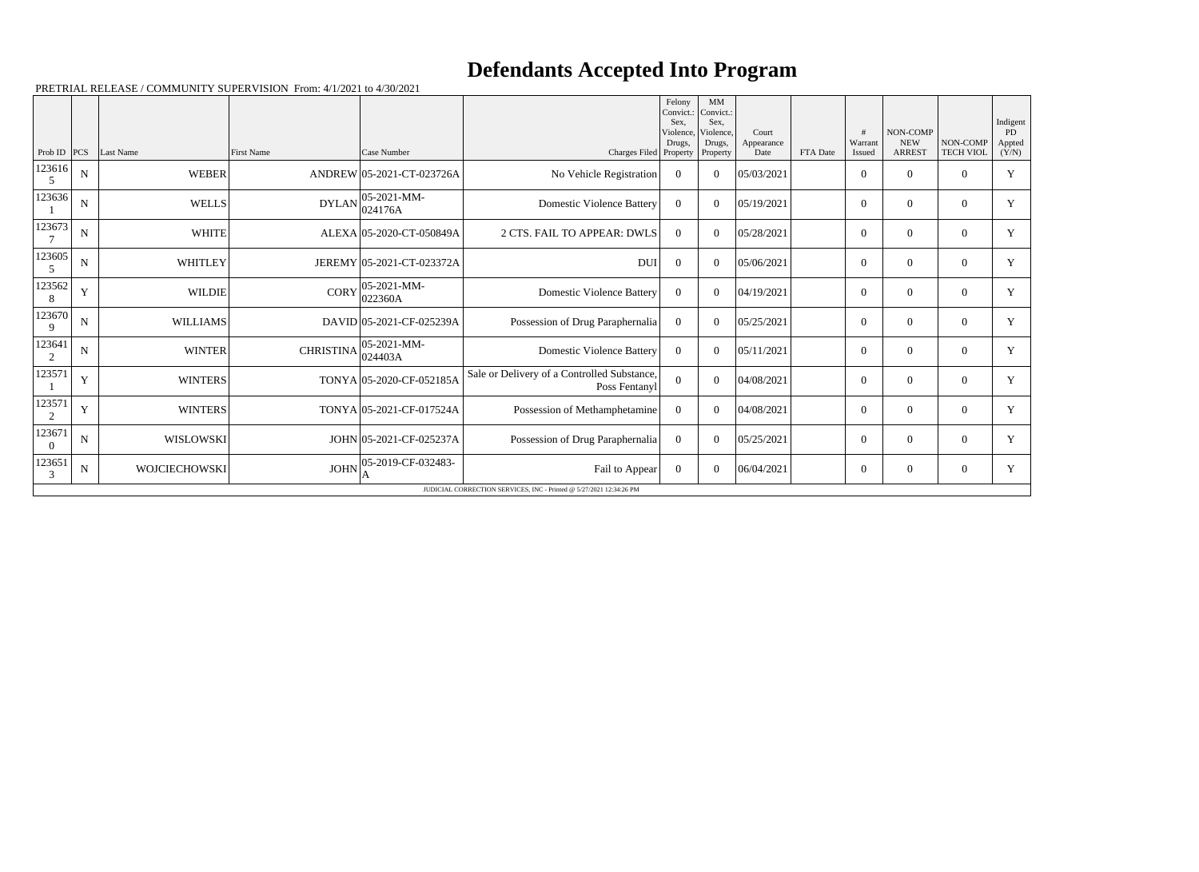# Defendants Accepted Into Program

PRETRIAL RELEASE / COMMUNITY SUPERVISION From: 4/1/2021 to 4/30/2021

| Prob ID | PCS | Last Name | First Name | Case Number | Charges Filed | Felony Convict.: Sex, Violence, Drugs, Property | MM Convict.: Sex, Violence, Drugs, Property | Court Appearance Date | FTA Date | # Warrant Issued | NON-COMP NEW ARREST | NON-COMP TECH VIOL | Indigent PD Appted (Y/N) |
|---|---|---|---|---|---|---|---|---|---|---|---|---|---|
| 1236165 | N | WEBER | ANDREW | 05-2021-CT-023726A | No Vehicle Registration | 0 | 0 | 05/03/2021 | | 0 | 0 | 0 | Y |
| 1236361 | N | WELLS | DYLAN | 05-2021-MM-024176A | Domestic Violence Battery | 0 | 0 | 05/19/2021 | | 0 | 0 | 0 | Y |
| 1236737 | N | WHITE | ALEXA | 05-2020-CT-050849A | 2 CTS. FAIL TO APPEAR: DWLS | 0 | 0 | 05/28/2021 | | 0 | 0 | 0 | Y |
| 1236055 | N | WHITLEY | JEREMY | 05-2021-CT-023372A | DUI | 0 | 0 | 05/06/2021 | | 0 | 0 | 0 | Y |
| 1235628 | Y | WILDIE | CORY | 05-2021-MM-022360A | Domestic Violence Battery | 0 | 0 | 04/19/2021 | | 0 | 0 | 0 | Y |
| 1236709 | N | WILLIAMS | DAVID | 05-2021-CF-025239A | Possession of Drug Paraphernalia | 0 | 0 | 05/25/2021 | | 0 | 0 | 0 | Y |
| 1236412 | N | WINTER | CHRISTINA | 05-2021-MM-024403A | Domestic Violence Battery | 0 | 0 | 05/11/2021 | | 0 | 0 | 0 | Y |
| 1235711 | Y | WINTERS | TONYA | 05-2020-CF-052185A | Sale or Delivery of a Controlled Substance, Poss Fentanyl | 0 | 0 | 04/08/2021 | | 0 | 0 | 0 | Y |
| 1235712 | Y | WINTERS | TONYA | 05-2021-CF-017524A | Possession of Methamphetamine | 0 | 0 | 04/08/2021 | | 0 | 0 | 0 | Y |
| 1236710 | N | WISLOWSKI | JOHN | 05-2021-CF-025237A | Possession of Drug Paraphernalia | 0 | 0 | 05/25/2021 | | 0 | 0 | 0 | Y |
| 1236513 | N | WOJCIECHOWSKI | JOHN | 05-2019-CF-032483-A | Fail to Appear | 0 | 0 | 06/04/2021 | | 0 | 0 | 0 | Y |

JUDICIAL CORRECTION SERVICES, INC - Printed @ 5/27/2021 12:34:26 PM